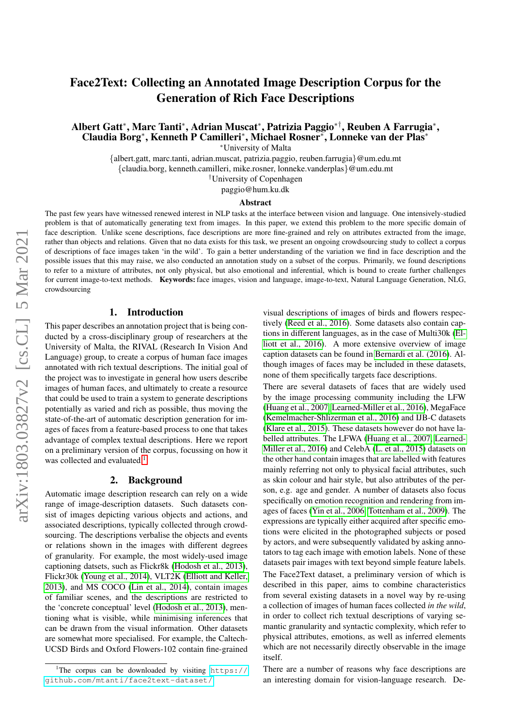# Face2Text: Collecting an Annotated Image Description Corpus for the Generation of Rich Face Descriptions

**Albert Gatt\*, Marc Tanti\*, Adrian Muscat\*, Patrizia Paggio\*†, Reuben A Farrugia\*, Claudia Borg\*, Kenneth P Camilleri\*, Michael Rosner\*, Lonneke van der Plas\***

\*University of Malta

{albert.gatt, marc.tanti, adrian.muscat, patrizia.paggio, reuben.farrugia}@um.edu.mt

{claudia.borg, kenneth.camilleri, mike.rosner, lonneke.vanderplas}@um.edu.mt

†University of Copenhagen

paggio@hum.ku.dk

## Abstract

The past few years have witnessed renewed interest in NLP tasks at the interface between vision and language. One intensively-studied problem is that of automatically generating text from images. In this paper, we extend this problem to the more specific domain of face description. Unlike scene descriptions, face descriptions are more fine-grained and rely on attributes extracted from the image, rather than objects and relations. Given that no data exists for this task, we present an ongoing crowdsourcing study to collect a corpus of descriptions of face images taken 'in the wild'. To gain a better understanding of the variation we find in face description and the possible issues that this may raise, we also conducted an annotation study on a subset of the corpus. Primarily, we found descriptions to refer to a mixture of attributes, not only physical, but also emotional and inferential, which is bound to create further challenges for current image-to-text methods. **Keywords:** face images, vision and language, image-to-text, Natural Language Generation, NLG, crowdsourcing

## 1. Introduction

This paper describes an annotation project that is being conducted by a cross-disciplinary group of researchers at the University of Malta, the RIVAL (Research In Vision And Language) group, to create a corpus of human face images annotated with rich textual descriptions. The initial goal of the project was to investigate in general how users describe images of human faces, and ultimately to create a resource that could be used to train a system to generate descriptions potentially as varied and rich as possible, thus moving the state-of-the-art of automatic description generation for images of faces from a feature-based process to one that takes advantage of complex textual descriptions. Here we report on a preliminary version of the corpus, focussing on how it was collected and evaluated.[1]

## 2. Background

Automatic image description research can rely on a wide range of image-description datasets. Such datasets consist of images depicting various objects and actions, and associated descriptions, typically collected through crowdsourcing. The descriptions verbalise the objects and events or relations shown in the images with different degrees of granularity. For example, the most widely-used image captioning datsets, such as Flickr8k (Hodosh et al., 2013), Flickr30k (Young et al., 2014), VLT2K (Elliott and Keller, 2013), and MS COCO (Lin et al., 2014), contain images of familiar scenes, and the descriptions are restricted to the 'concrete conceptual' level (Hodosh et al., 2013), mentioning what is visible, while minimising inferences that can be drawn from the visual information. Other datasets are somewhat more specialised. For example, the Caltech-UCSD Birds and Oxford Flowers-102 contain fine-grained visual descriptions of images of birds and flowers respectively (Reed et al., 2016). Some datasets also contain captions in different languages, as in the case of Multi30k (Elliott et al., 2016). A more extensive overview of image caption datasets can be found in Bernardi et al. (2016). Although images of faces may be included in these datasets, none of them specifically targets face descriptions.

There are several datasets of faces that are widely used by the image processing community including the LFW (Huang et al., 2007; Learned-Miller et al., 2016), MegaFace (Kemelmacher-Shlizerman et al., 2016) and IJB-C datasets (Klare et al., 2015). These datasets however do not have labelled attributes. The LFWA (Huang et al., 2007; Learned-Miller et al., 2016) and CelebA (L. et al., 2015) datasets on the other hand contain images that are labelled with features mainly referring not only to physical facial attributes, such as skin colour and hair style, but also attributes of the person, e.g. age and gender. A number of datasets also focus specifically on emotion recognition and rendering from images of faces (Yin et al., 2006; Tottenham et al., 2009). The expressions are typically either acquired after specific emotions were elicited in the photographed subjects or posed by actors, and were subsequently validated by asking annotators to tag each image with emotion labels. None of these datasets pair images with text beyond simple feature labels.

The Face2Text dataset, a preliminary version of which is described in this paper, aims to combine characteristics from several existing datasets in a novel way by re-using a collection of images of human faces collected *in the wild*, in order to collect rich textual descriptions of varying semantic granularity and syntactic complexity, which refer to physical attributes, emotions, as well as inferred elements which are not necessarily directly observable in the image itself.

There are a number of reasons why face descriptions are an interesting domain for vision-language research. De-

[1] The corpus can be downloaded by visiting https://github.com/mtanti/face2text-dataset/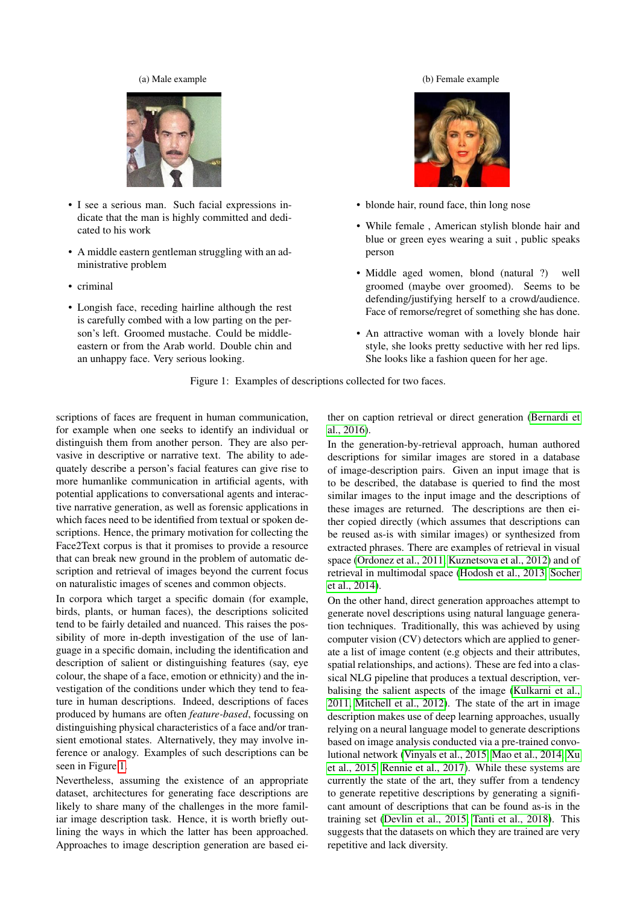(a) Male example

- I see a serious man. Such facial expressions indicate that the man is highly committed and dedicated to his work
- A middle eastern gentleman struggling with an administrative problem
- criminal
- Longish face, receding hairline although the rest is carefully combed with a low parting on the person's left. Groomed mustache. Could be middle-eastern or from the Arab world. Double chin and an unhappy face. Very serious looking.

(b) Female example

- blonde hair, round face, thin long nose
- While female , American stylish blonde hair and blue or green eyes wearing a suit , public speaks person
- Middle aged women, blond (natural ?) well groomed (maybe over groomed). Seems to be defending/justifying herself to a crowd/audience. Face of remorse/regret of something she has done.
- An attractive woman with a lovely blonde hair style, she looks pretty seductive with her red lips. She looks like a fashion queen for her age.

Figure 1: Examples of descriptions collected for two faces.

scriptions of faces are frequent in human communication, for example when one seeks to identify an individual or distinguish them from another person. They are also pervasive in descriptive or narrative text. The ability to adequately describe a person's facial features can give rise to more humanlike communication in artificial agents, with potential applications to conversational agents and interactive narrative generation, as well as forensic applications in which faces need to be identified from textual or spoken descriptions. Hence, the primary motivation for collecting the Face2Text corpus is that it promises to provide a resource that can break new ground in the problem of automatic description and retrieval of images beyond the current focus on naturalistic images of scenes and common objects.

In corpora which target a specific domain (for example, birds, plants, or human faces), the descriptions solicited tend to be fairly detailed and nuanced. This raises the possibility of more in-depth investigation of the use of language in a specific domain, including the identification and description of salient or distinguishing features (say, eye colour, the shape of a face, emotion or ethnicity) and the investigation of the conditions under which they tend to feature in human descriptions. Indeed, descriptions of faces produced by humans are often *feature-based*, focussing on distinguishing physical characteristics of a face and/or transient emotional states. Alternatively, they may involve inference or analogy. Examples of such descriptions can be seen in Figure 1.

Nevertheless, assuming the existence of an appropriate dataset, architectures for generating face descriptions are likely to share many of the challenges in the more familiar image description task. Hence, it is worth briefly outlining the ways in which the latter has been approached. Approaches to image description generation are based either on caption retrieval or direct generation (Bernardi et al., 2016).

In the generation-by-retrieval approach, human authored descriptions for similar images are stored in a database of image-description pairs. Given an input image that is to be described, the database is queried to find the most similar images to the input image and the descriptions of these images are returned. The descriptions are then either copied directly (which assumes that descriptions can be reused as-is with similar images) or synthesized from extracted phrases. There are examples of retrieval in visual space (Ordonez et al., 2011; Kuznetsova et al., 2012) and of retrieval in multimodal space (Hodosh et al., 2013; Socher et al., 2014).

On the other hand, direct generation approaches attempt to generate novel descriptions using natural language generation techniques. Traditionally, this was achieved by using computer vision (CV) detectors which are applied to generate a list of image content (e.g objects and their attributes, spatial relationships, and actions). These are fed into a classical NLG pipeline that produces a textual description, verbalising the salient aspects of the image (Kulkarni et al., 2011; Mitchell et al., 2012). The state of the art in image description makes use of deep learning approaches, usually relying on a neural language model to generate descriptions based on image analysis conducted via a pre-trained convolutional network (Vinyals et al., 2015; Mao et al., 2014; Xu et al., 2015; Rennie et al., 2017). While these systems are currently the state of the art, they suffer from a tendency to generate repetitive descriptions by generating a significant amount of descriptions that can be found as-is in the training set (Devlin et al., 2015; Tanti et al., 2018). This suggests that the datasets on which they are trained are very repetitive and lack diversity.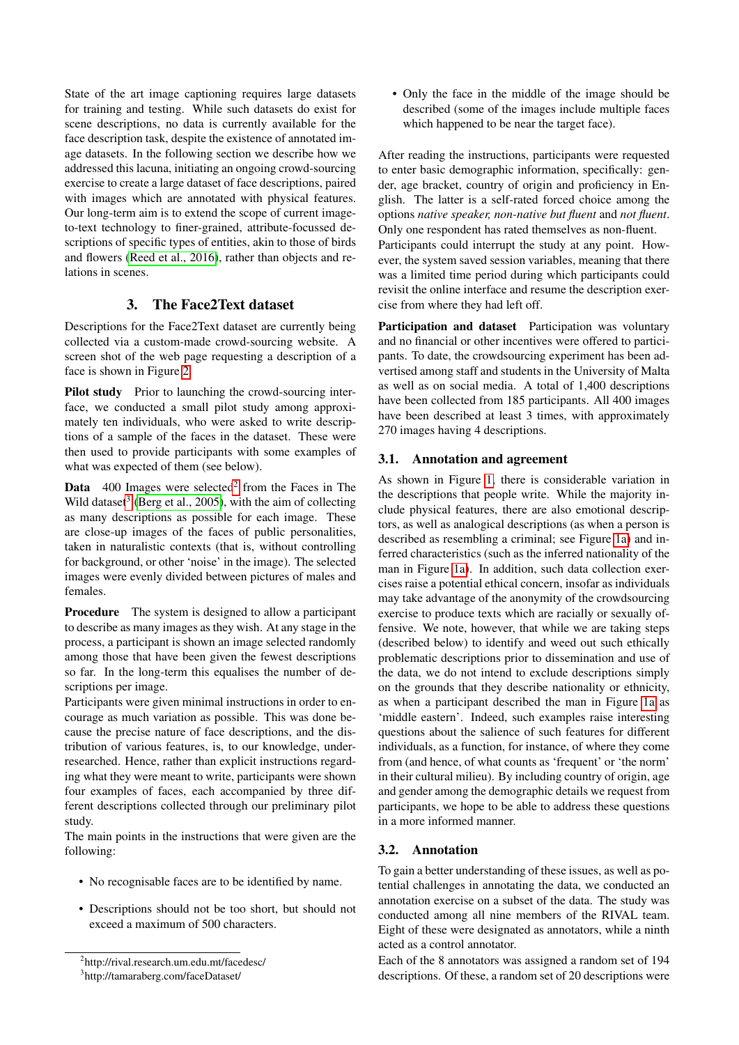State of the art image captioning requires large datasets for training and testing. While such datasets do exist for scene descriptions, no data is currently available for the face description task, despite the existence of annotated image datasets. In the following section we describe how we addressed this lacuna, initiating an ongoing crowd-sourcing exercise to create a large dataset of face descriptions, paired with images which are annotated with physical features. Our long-term aim is to extend the scope of current image-to-text technology to finer-grained, attribute-focussed descriptions of specific types of entities, akin to those of birds and flowers (Reed et al., 2016), rather than objects and relations in scenes.

## 3. The Face2Text dataset

Descriptions for the Face2Text dataset are currently being collected via a custom-made crowd-sourcing website. A screen shot of the web page requesting a description of a face is shown in Figure 2.

**Pilot study** Prior to launching the crowd-sourcing interface, we conducted a small pilot study among approximately ten individuals, who were asked to write descriptions of a sample of the faces in the dataset. These were then used to provide participants with some examples of what was expected of them (see below).

**Data** 400 Images were selected[2] from the Faces in The Wild dataset[3] (Berg et al., 2005), with the aim of collecting as many descriptions as possible for each image. These are close-up images of the faces of public personalities, taken in naturalistic contexts (that is, without controlling for background, or other 'noise' in the image). The selected images were evenly divided between pictures of males and females.

**Procedure** The system is designed to allow a participant to describe as many images as they wish. At any stage in the process, a participant is shown an image selected randomly among those that have been given the fewest descriptions so far. In the long-term this equalises the number of descriptions per image.

Participants were given minimal instructions in order to encourage as much variation as possible. This was done because the precise nature of face descriptions, and the distribution of various features, is, to our knowledge, under-researched. Hence, rather than explicit instructions regarding what they were meant to write, participants were shown four examples of faces, each accompanied by three different descriptions collected through our preliminary pilot study.

The main points in the instructions that were given are the following:

- No recognisable faces are to be identified by name.
- Descriptions should not be too short, but should not exceed a maximum of 500 characters.
- Only the face in the middle of the image should be described (some of the images include multiple faces which happened to be near the target face).

After reading the instructions, participants were requested to enter basic demographic information, specifically: gender, age bracket, country of origin and proficiency in English. The latter is a self-rated forced choice among the options *native speaker, non-native but fluent* and *not fluent*. Only one respondent has rated themselves as non-fluent.

Participants could interrupt the study at any point. However, the system saved session variables, meaning that there was a limited time period during which participants could revisit the online interface and resume the description exercise from where they had left off.

**Participation and dataset** Participation was voluntary and no financial or other incentives were offered to participants. To date, the crowdsourcing experiment has been advertised among staff and students in the University of Malta as well as on social media. A total of 1,400 descriptions have been collected from 185 participants. All 400 images have been described at least 3 times, with approximately 270 images having 4 descriptions.

### 3.1. Annotation and agreement

As shown in Figure 1, there is considerable variation in the descriptions that people write. While the majority include physical features, there are also emotional descriptors, as well as analogical descriptions (as when a person is described as resembling a criminal; see Figure 1a) and inferred characteristics (such as the inferred nationality of the man in Figure 1a). In addition, such data collection exercises raise a potential ethical concern, insofar as individuals may take advantage of the anonymity of the crowdsourcing exercise to produce texts which are racially or sexually offensive. We note, however, that while we are taking steps (described below) to identify and weed out such ethically problematic descriptions prior to dissemination and use of the data, we do not intend to exclude descriptions simply on the grounds that they describe nationality or ethnicity, as when a participant described the man in Figure 1a as 'middle eastern'. Indeed, such examples raise interesting questions about the salience of such features for different individuals, as a function, for instance, of where they come from (and hence, of what counts as 'frequent' or 'the norm' in their cultural milieu). By including country of origin, age and gender among the demographic details we request from participants, we hope to be able to address these questions in a more informed manner.

### 3.2. Annotation

To gain a better understanding of these issues, as well as potential challenges in annotating the data, we conducted an annotation exercise on a subset of the data. The study was conducted among all nine members of the RIVAL team. Eight of these were designated as annotators, while a ninth acted as a control annotator.

Each of the 8 annotators was assigned a random set of 194 descriptions. Of these, a random set of 20 descriptions were

[2] http://rival.research.um.edu.mt/facedesc/

[3] http://tamaraberg.com/faceDataset/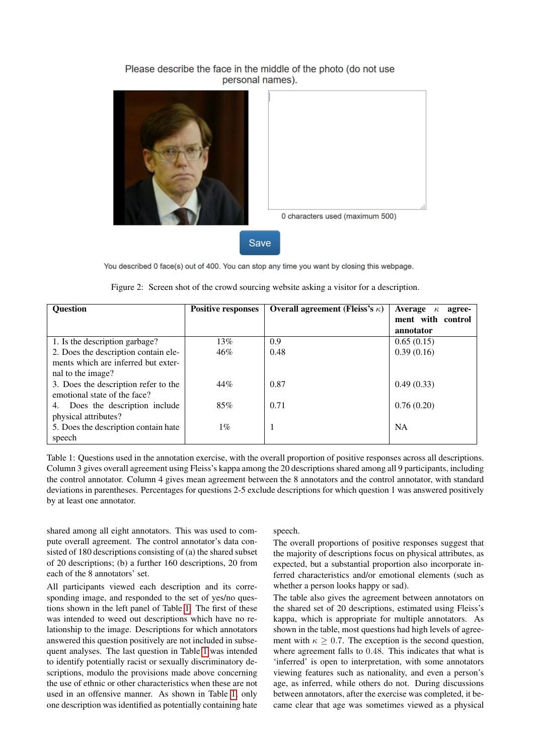Please describe the face in the middle of the photo (do not use personal names).

0 characters used (maximum 500)

Save

You described 0 face(s) out of 400. You can stop any time you want by closing this webpage.

Figure 2: Screen shot of the crowd sourcing website asking a visitor for a description.

| Question | Positive responses | Overall agreement (Fleiss's $\kappa$) | Average $\kappa$ agreement with control annotator |
|---|---|---|---|
| 1. Is the description garbage? | 13% | 0.9 | 0.65 (0.15) |
| 2. Does the description contain elements which are inferred but external to the image? | 46% | 0.48 | 0.39 (0.16) |
| 3. Does the description refer to the emotional state of the face? | 44% | 0.87 | 0.49 (0.33) |
| 4. Does the description include physical attributes? | 85% | 0.71 | 0.76 (0.20) |
| 5. Does the description contain hate speech | 1% | 1 | NA |

Table 1: Questions used in the annotation exercise, with the overall proportion of positive responses across all descriptions. Column 3 gives overall agreement using Fleiss's kappa among the 20 descriptions shared among all 9 participants, including the control annotator. Column 4 gives mean agreement between the 8 annotators and the control annotator, with standard deviations in parentheses. Percentages for questions 2-5 exclude descriptions for which question 1 was answered positively by at least one annotator.

shared among all eight annotators. This was used to compute overall agreement. The control annotator's data consisted of 180 descriptions consisting of (a) the shared subset of 20 descriptions; (b) a further 160 descriptions, 20 from each of the 8 annotators' set.

All participants viewed each description and its corresponding image, and responded to the set of yes/no questions shown in the left panel of Table 1. The first of these was intended to weed out descriptions which have no relationship to the image. Descriptions for which annotators answered this question positively are not included in subsequent analyses. The last question in Table 1 was intended to identify potentially racist or sexually discriminatory descriptions, modulo the provisions made above concerning the use of ethnic or other characteristics when these are not used in an offensive manner. As shown in Table 1, only one description was identified as potentially containing hate speech.

The overall proportions of positive responses suggest that the majority of descriptions focus on physical attributes, as expected, but a substantial proportion also incorporate inferred characteristics and/or emotional elements (such as whether a person looks happy or sad).

The table also gives the agreement between annotators on the shared set of 20 descriptions, estimated using Fleiss's kappa, which is appropriate for multiple annotators. As shown in the table, most questions had high levels of agreement with $\kappa \geq 0.7$. The exception is the second question, where agreement falls to 0.48. This indicates that what is 'inferred' is open to interpretation, with some annotators viewing features such as nationality, and even a person's age, as inferred, while others do not. During discussions between annotators, after the exercise was completed, it became clear that age was sometimes viewed as a physical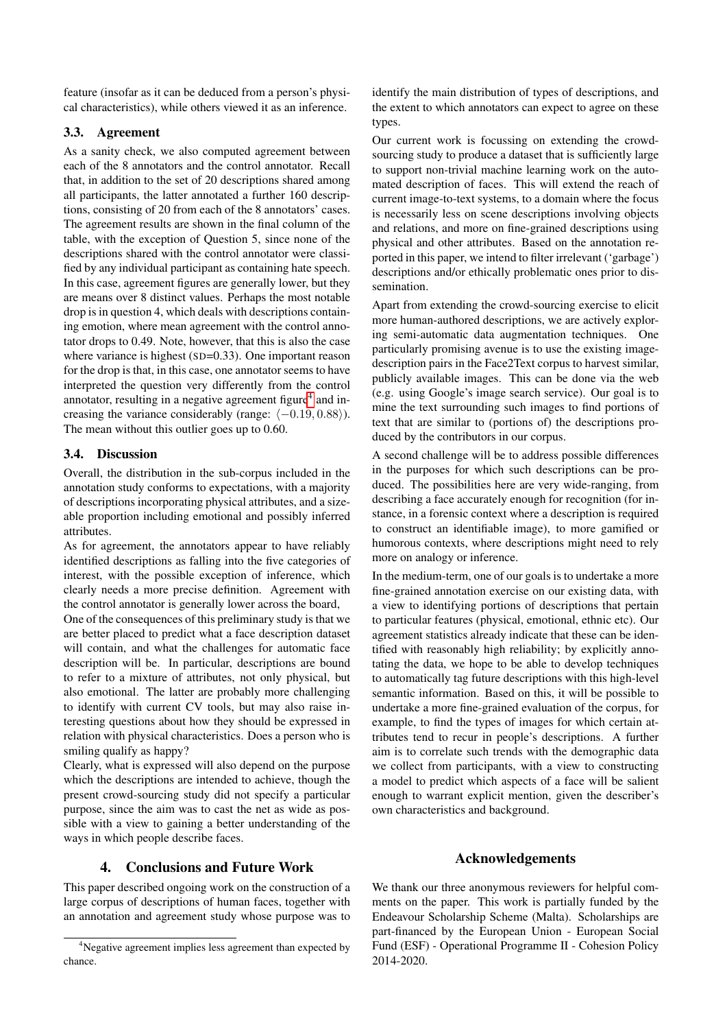feature (insofar as it can be deduced from a person's physical characteristics), while others viewed it as an inference.

### 3.3. Agreement

As a sanity check, we also computed agreement between each of the 8 annotators and the control annotator. Recall that, in addition to the set of 20 descriptions shared among all participants, the latter annotated a further 160 descriptions, consisting of 20 from each of the 8 annotators' cases. The agreement results are shown in the final column of the table, with the exception of Question 5, since none of the descriptions shared with the control annotator were classified by any individual participant as containing hate speech. In this case, agreement figures are generally lower, but they are means over 8 distinct values. Perhaps the most notable drop is in question 4, which deals with descriptions containing emotion, where mean agreement with the control annotator drops to 0.49. Note, however, that this is also the case where variance is highest (SD=0.33). One important reason for the drop is that, in this case, one annotator seems to have interpreted the question very differently from the control annotator, resulting in a negative agreement figure[4] and increasing the variance considerably (range: $\langle -0.19, 0.88 \rangle$). The mean without this outlier goes up to 0.60.

### 3.4. Discussion

Overall, the distribution in the sub-corpus included in the annotation study conforms to expectations, with a majority of descriptions incorporating physical attributes, and a sizeable proportion including emotional and possibly inferred attributes.

As for agreement, the annotators appear to have reliably identified descriptions as falling into the five categories of interest, with the possible exception of inference, which clearly needs a more precise definition. Agreement with the control annotator is generally lower across the board,

One of the consequences of this preliminary study is that we are better placed to predict what a face description dataset will contain, and what the challenges for automatic face description will be. In particular, descriptions are bound to refer to a mixture of attributes, not only physical, but also emotional. The latter are probably more challenging to identify with current CV tools, but may also raise interesting questions about how they should be expressed in relation with physical characteristics. Does a person who is smiling qualify as happy?

Clearly, what is expressed will also depend on the purpose which the descriptions are intended to achieve, though the present crowd-sourcing study did not specify a particular purpose, since the aim was to cast the net as wide as possible with a view to gaining a better understanding of the ways in which people describe faces.

## 4. Conclusions and Future Work

This paper described ongoing work on the construction of a large corpus of descriptions of human faces, together with an annotation and agreement study whose purpose was to identify the main distribution of types of descriptions, and the extent to which annotators can expect to agree on these types.

Our current work is focussing on extending the crowd-sourcing study to produce a dataset that is sufficiently large to support non-trivial machine learning work on the automated description of faces. This will extend the reach of current image-to-text systems, to a domain where the focus is necessarily less on scene descriptions involving objects and relations, and more on fine-grained descriptions using physical and other attributes. Based on the annotation reported in this paper, we intend to filter irrelevant ('garbage') descriptions and/or ethically problematic ones prior to dissemination.

Apart from extending the crowd-sourcing exercise to elicit more human-authored descriptions, we are actively exploring semi-automatic data augmentation techniques. One particularly promising avenue is to use the existing image-description pairs in the Face2Text corpus to harvest similar, publicly available images. This can be done via the web (e.g. using Google's image search service). Our goal is to mine the text surrounding such images to find portions of text that are similar to (portions of) the descriptions produced by the contributors in our corpus.

A second challenge will be to address possible differences in the purposes for which such descriptions can be produced. The possibilities here are very wide-ranging, from describing a face accurately enough for recognition (for instance, in a forensic context where a description is required to construct an identifiable image), to more gamified or humorous contexts, where descriptions might need to rely more on analogy or inference.

In the medium-term, one of our goals is to undertake a more fine-grained annotation exercise on our existing data, with a view to identifying portions of descriptions that pertain to particular features (physical, emotional, ethnic etc). Our agreement statistics already indicate that these can be identified with reasonably high reliability; by explicitly annotating the data, we hope to be able to develop techniques to automatically tag future descriptions with this high-level semantic information. Based on this, it will be possible to undertake a more fine-grained evaluation of the corpus, for example, to find the types of images for which certain attributes tend to recur in people's descriptions. A further aim is to correlate such trends with the demographic data we collect from participants, with a view to constructing a model to predict which aspects of a face will be salient enough to warrant explicit mention, given the describer's own characteristics and background.

## Acknowledgements

We thank our three anonymous reviewers for helpful comments on the paper. This work is partially funded by the Endeavour Scholarship Scheme (Malta). Scholarships are part-financed by the European Union - European Social Fund (ESF) - Operational Programme II - Cohesion Policy 2014-2020.

[4] Negative agreement implies less agreement than expected by chance.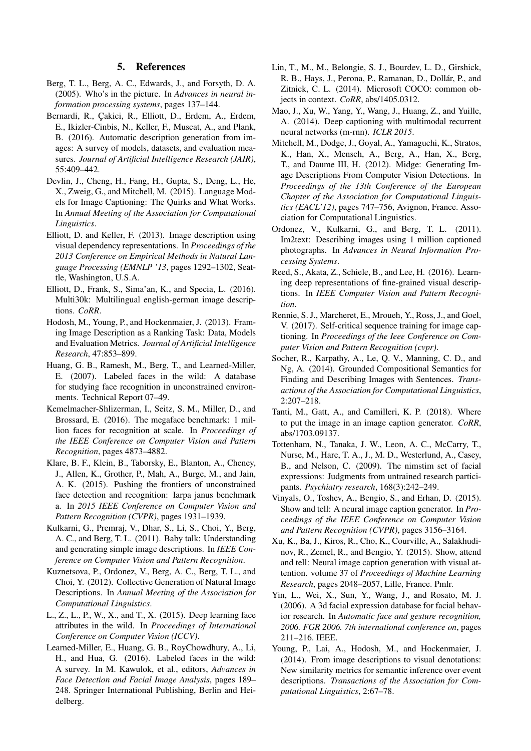## 5. References

Berg, T. L., Berg, A. C., Edwards, J., and Forsyth, D. A. (2005). Who's in the picture. In *Advances in neural information processing systems*, pages 137–144.

Bernardi, R., Çakici, R., Elliott, D., Erdem, A., Erdem, E., Ikizler-Cinbis, N., Keller, F., Muscat, A., and Plank, B. (2016). Automatic description generation from images: A survey of models, datasets, and evaluation measures. *Journal of Artificial Intelligence Research (JAIR)*, 55:409–442.

Devlin, J., Cheng, H., Fang, H., Gupta, S., Deng, L., He, X., Zweig, G., and Mitchell, M. (2015). Language Models for Image Captioning: The Quirks and What Works. In *Annual Meeting of the Association for Computational Linguistics*.

Elliott, D. and Keller, F. (2013). Image description using visual dependency representations. In *Proceedings of the 2013 Conference on Empirical Methods in Natural Language Processing (EMNLP '13*, pages 1292–1302, Seattle, Washington, U.S.A.

Elliott, D., Frank, S., Sima'an, K., and Specia, L. (2016). Multi30k: Multilingual english-german image descriptions. *CoRR*.

Hodosh, M., Young, P., and Hockenmaier, J. (2013). Framing Image Description as a Ranking Task: Data, Models and Evaluation Metrics. *Journal of Artificial Intelligence Research*, 47:853–899.

Huang, G. B., Ramesh, M., Berg, T., and Learned-Miller, E. (2007). Labeled faces in the wild: A database for studying face recognition in unconstrained environments. Technical Report 07–49.

Kemelmacher-Shlizerman, I., Seitz, S. M., Miller, D., and Brossard, E. (2016). The megaface benchmark: 1 million faces for recognition at scale. In *Proceedings of the IEEE Conference on Computer Vision and Pattern Recognition*, pages 4873–4882.

Klare, B. F., Klein, B., Taborsky, E., Blanton, A., Cheney, J., Allen, K., Grother, P., Mah, A., Burge, M., and Jain, A. K. (2015). Pushing the frontiers of unconstrained face detection and recognition: Iarpa janus benchmark a. In *2015 IEEE Conference on Computer Vision and Pattern Recognition (CVPR)*, pages 1931–1939.

Kulkarni, G., Premraj, V., Dhar, S., Li, S., Choi, Y., Berg, A. C., and Berg, T. L. (2011). Baby talk: Understanding and generating simple image descriptions. In *IEEE Conference on Computer Vision and Pattern Recognition*.

Kuznetsova, P., Ordonez, V., Berg, A. C., Berg, T. L., and Choi, Y. (2012). Collective Generation of Natural Image Descriptions. In *Annual Meeting of the Association for Computational Linguistics*.

L., Z., L., P., W., X., and T., X. (2015). Deep learning face attributes in the wild. In *Proceedings of International Conference on Computer Vision (ICCV)*.

Learned-Miller, E., Huang, G. B., RoyChowdhury, A., Li, H., and Hua, G. (2016). Labeled faces in the wild: A survey. In M. Kawulok, et al., editors, *Advances in Face Detection and Facial Image Analysis*, pages 189–248. Springer International Publishing, Berlin and Heidelberg.

Lin, T., M., M., Belongie, S. J., Bourdev, L. D., Girshick, R. B., Hays, J., Perona, P., Ramanan, D., Dollár, P., and Zitnick, C. L. (2014). Microsoft COCO: common objects in context. *CoRR*, abs/1405.0312.

Mao, J., Xu, W., Yang, Y., Wang, J., Huang, Z., and Yuille, A. (2014). Deep captioning with multimodal recurrent neural networks (m-rnn). *ICLR 2015*.

Mitchell, M., Dodge, J., Goyal, A., Yamaguchi, K., Stratos, K., Han, X., Mensch, A., Berg, A., Han, X., Berg, T., and Daume III, H. (2012). Midge: Generating Image Descriptions From Computer Vision Detections. In *Proceedings of the 13th Conference of the European Chapter of the Association for Computational Linguistics (EACL'12)*, pages 747–756, Avignon, France. Association for Computational Linguistics.

Ordonez, V., Kulkarni, G., and Berg, T. L. (2011). Im2text: Describing images using 1 million captioned photographs. In *Advances in Neural Information Processing Systems*.

Reed, S., Akata, Z., Schiele, B., and Lee, H. (2016). Learning deep representations of fine-grained visual descriptions. In *IEEE Computer Vision and Pattern Recognition*.

Rennie, S. J., Marcheret, E., Mroueh, Y., Ross, J., and Goel, V. (2017). Self-critical sequence training for image captioning. In *Proceedings of the Ieee Conference on Computer Vision and Pattern Recognition (cvpr)*.

Socher, R., Karpathy, A., Le, Q. V., Manning, C. D., and Ng, A. (2014). Grounded Compositional Semantics for Finding and Describing Images with Sentences. *Transactions of the Association for Computational Linguistics*, 2:207–218.

Tanti, M., Gatt, A., and Camilleri, K. P. (2018). Where to put the image in an image caption generator. *CoRR*, abs/1703.09137.

Tottenham, N., Tanaka, J. W., Leon, A. C., McCarry, T., Nurse, M., Hare, T. A., J., M. D., Westerlund, A., Casey, B., and Nelson, C. (2009). The nimstim set of facial expressions: Judgments from untrained research participants. *Psychiatry research*, 168(3):242–249.

Vinyals, O., Toshev, A., Bengio, S., and Erhan, D. (2015). Show and tell: A neural image caption generator. In *Proceedings of the IEEE Conference on Computer Vision and Pattern Recognition (CVPR)*, pages 3156–3164.

Xu, K., Ba, J., Kiros, R., Cho, K., Courville, A., Salakhudinov, R., Zemel, R., and Bengio, Y. (2015). Show, attend and tell: Neural image caption generation with visual attention. volume 37 of *Proceedings of Machine Learning Research*, pages 2048–2057, Lille, France. Pmlr.

Yin, L., Wei, X., Sun, Y., Wang, J., and Rosato, M. J. (2006). A 3d facial expression database for facial behavior research. In *Automatic face and gesture recognition, 2006. FGR 2006. 7th international conference on*, pages 211–216. IEEE.

Young, P., Lai, A., Hodosh, M., and Hockenmaier, J. (2014). From image descriptions to visual denotations: New similarity metrics for semantic inference over event descriptions. *Transactions of the Association for Computational Linguistics*, 2:67–78.